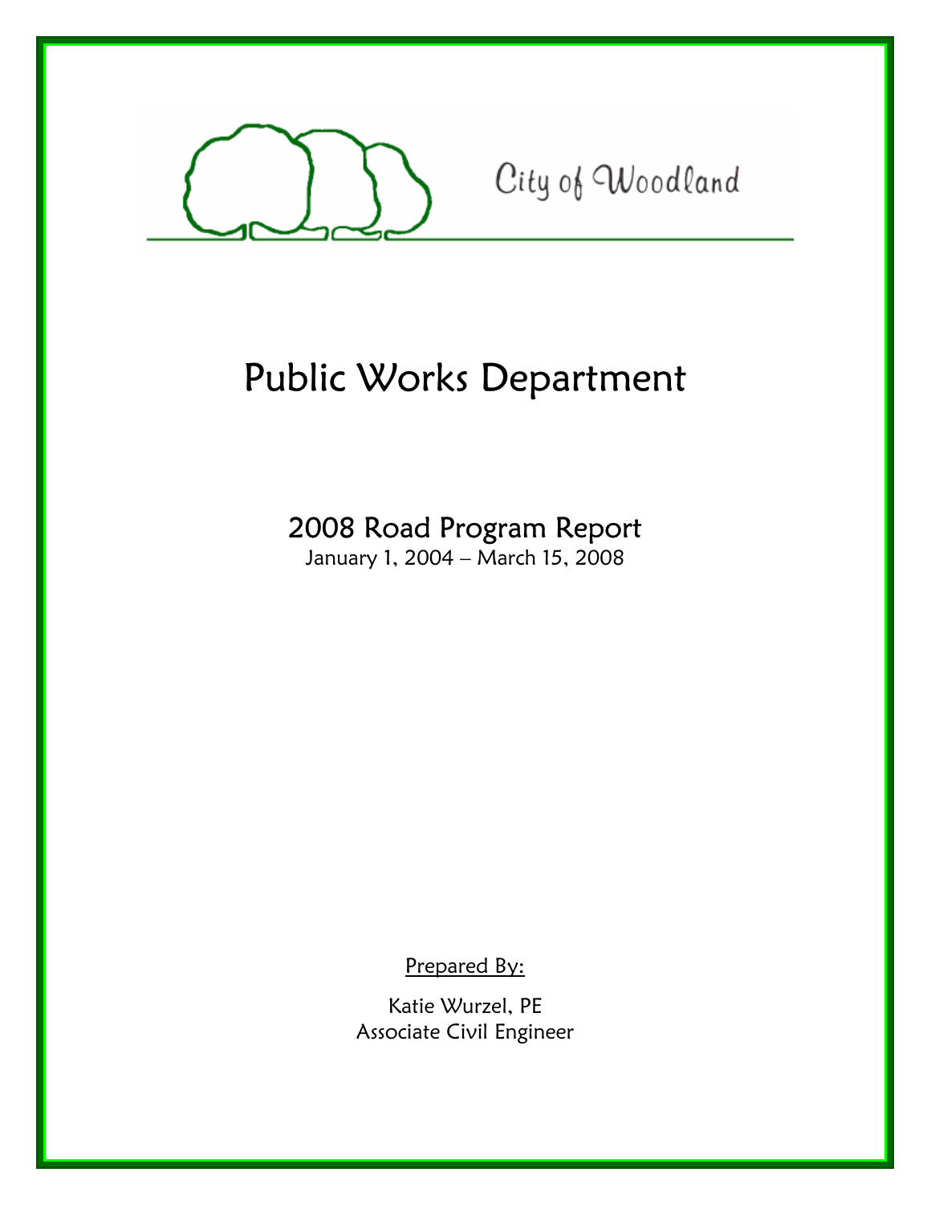City of Woodland

# Public Works Department

## 2008 Road Program Report

January 1, 2004 – March 15, 2008

Prepared By:

Katie Wurzel, PE
Associate Civil Engineer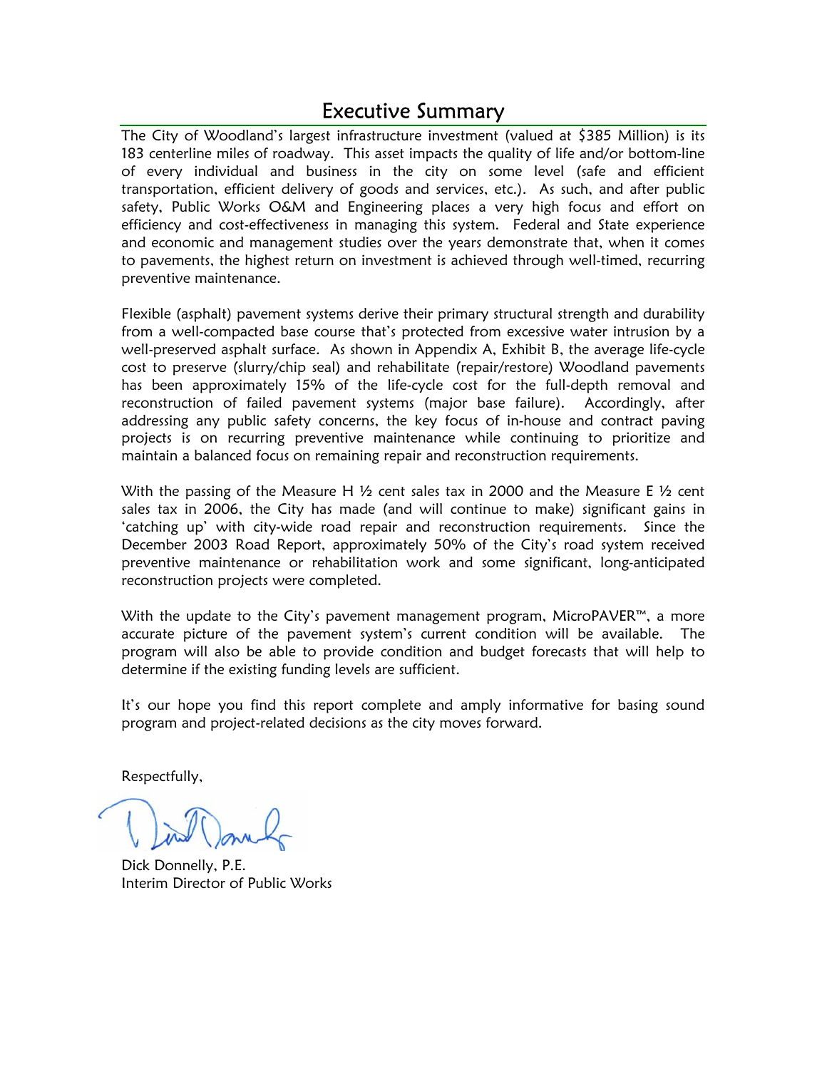# Executive Summary

The City of Woodland's largest infrastructure investment (valued at $385 Million) is its 183 centerline miles of roadway. This asset impacts the quality of life and/or bottom-line of every individual and business in the city on some level (safe and efficient transportation, efficient delivery of goods and services, etc.). As such, and after public safety, Public Works O&M and Engineering places a very high focus and effort on efficiency and cost-effectiveness in managing this system. Federal and State experience and economic and management studies over the years demonstrate that, when it comes to pavements, the highest return on investment is achieved through well-timed, recurring preventive maintenance.

Flexible (asphalt) pavement systems derive their primary structural strength and durability from a well-compacted base course that's protected from excessive water intrusion by a well-preserved asphalt surface. As shown in Appendix A, Exhibit B, the average life-cycle cost to preserve (slurry/chip seal) and rehabilitate (repair/restore) Woodland pavements has been approximately 15% of the life-cycle cost for the full-depth removal and reconstruction of failed pavement systems (major base failure). Accordingly, after addressing any public safety concerns, the key focus of in-house and contract paving projects is on recurring preventive maintenance while continuing to prioritize and maintain a balanced focus on remaining repair and reconstruction requirements.

With the passing of the Measure H ½ cent sales tax in 2000 and the Measure E ½ cent sales tax in 2006, the City has made (and will continue to make) significant gains in 'catching up' with city-wide road repair and reconstruction requirements. Since the December 2003 Road Report, approximately 50% of the City's road system received preventive maintenance or rehabilitation work and some significant, long-anticipated reconstruction projects were completed.

With the update to the City's pavement management program, MicroPAVER™, a more accurate picture of the pavement system's current condition will be available. The program will also be able to provide condition and budget forecasts that will help to determine if the existing funding levels are sufficient.

It's our hope you find this report complete and amply informative for basing sound program and project-related decisions as the city moves forward.

Respectfully,

Dick Donnelly, P.E.
Interim Director of Public Works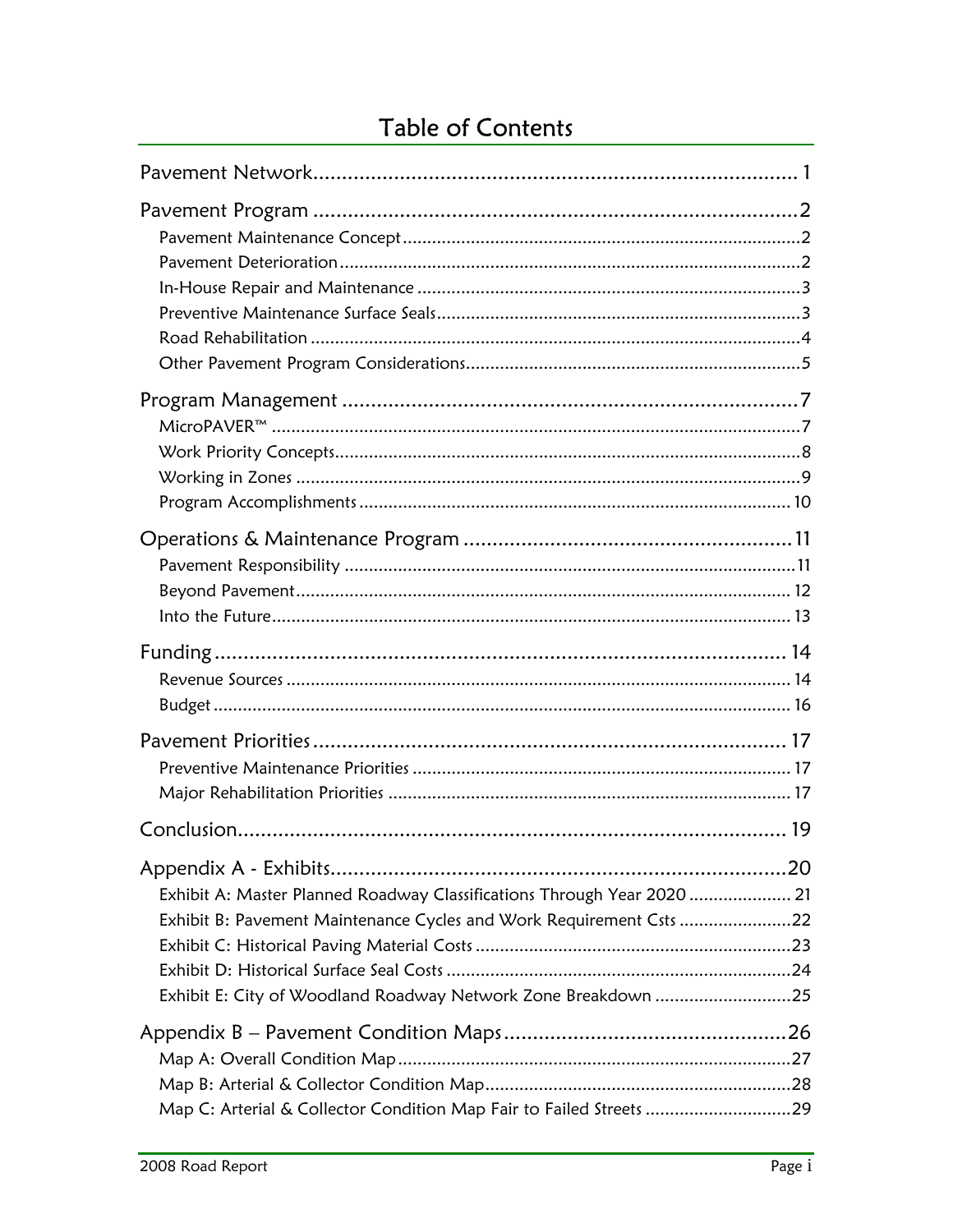# Table of Contents

Pavement Network .......... 1

Pavement Program .......... 2
- Pavement Maintenance Concept .......... 2
- Pavement Deterioration .......... 2
- In-House Repair and Maintenance .......... 3
- Preventive Maintenance Surface Seals .......... 3
- Road Rehabilitation .......... 4
- Other Pavement Program Considerations .......... 5

Program Management .......... 7
- MicroPAVER™ .......... 7
- Work Priority Concepts .......... 8
- Working in Zones .......... 9
- Program Accomplishments .......... 10

Operations & Maintenance Program .......... 11
- Pavement Responsibility .......... 11
- Beyond Pavement .......... 12
- Into the Future .......... 13

Funding .......... 14
- Revenue Sources .......... 14
- Budget .......... 16

Pavement Priorities .......... 17
- Preventive Maintenance Priorities .......... 17
- Major Rehabilitation Priorities .......... 17

Conclusion .......... 19

Appendix A - Exhibits .......... 20
- Exhibit A: Master Planned Roadway Classifications Through Year 2020 .......... 21
- Exhibit B: Pavement Maintenance Cycles and Work Requirement Csts .......... 22
- Exhibit C: Historical Paving Material Costs .......... 23
- Exhibit D: Historical Surface Seal Costs .......... 24
- Exhibit E: City of Woodland Roadway Network Zone Breakdown .......... 25

Appendix B – Pavement Condition Maps .......... 26
- Map A: Overall Condition Map .......... 27
- Map B: Arterial & Collector Condition Map .......... 28
- Map C: Arterial & Collector Condition Map Fair to Failed Streets .......... 29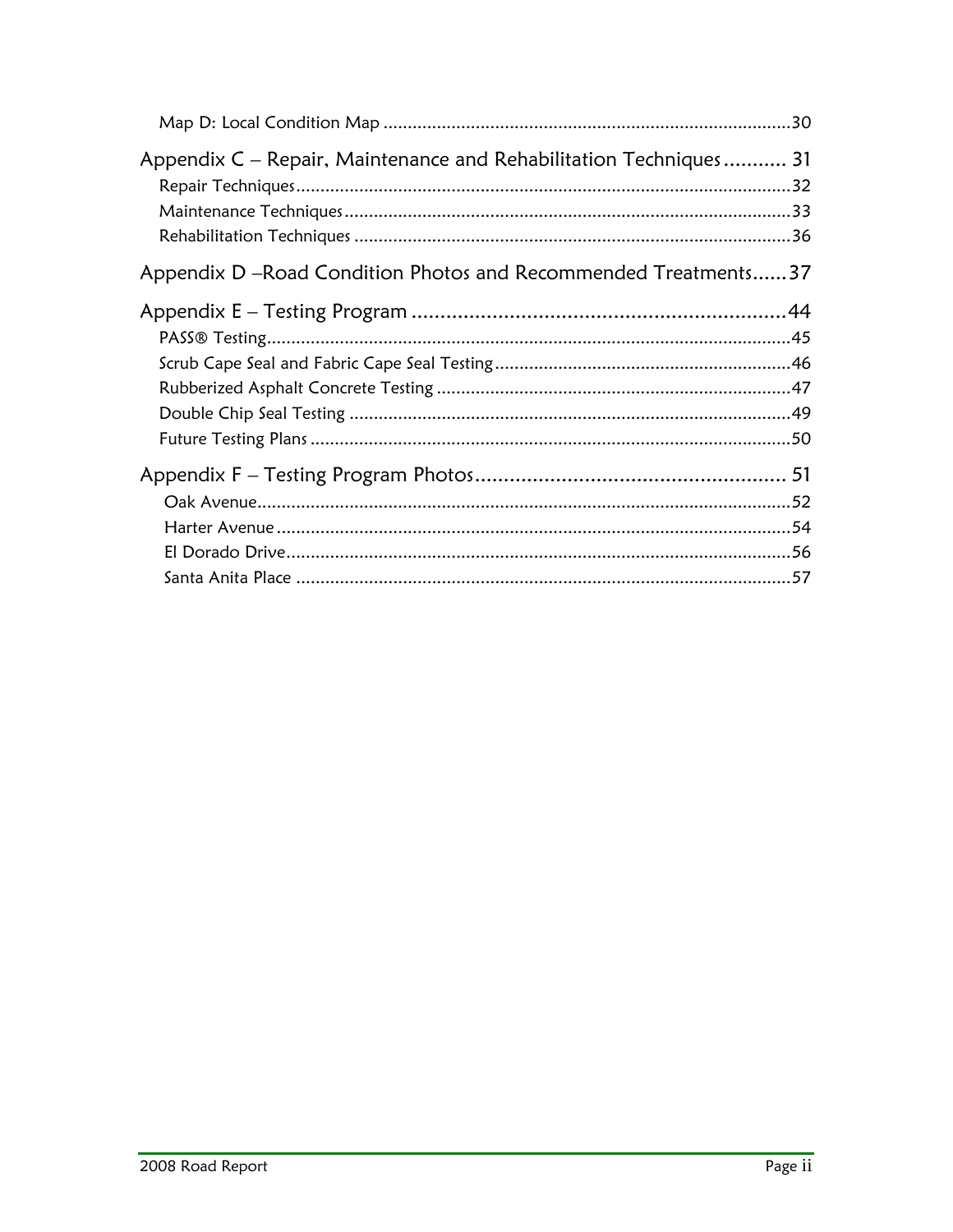Map D: Local Condition Map ....................................................................................30

Appendix C – Repair, Maintenance and Rehabilitation Techniques ........... 31

Repair Techniques ......................................................................................................32

Maintenance Techniques ............................................................................................33

Rehabilitation Techniques ..........................................................................................36

Appendix D –Road Condition Photos and Recommended Treatments......37

Appendix E – Testing Program ..................................................................44

PASS® Testing...........................................................................................................45

Scrub Cape Seal and Fabric Cape Seal Testing .............................................................46

Rubberized Asphalt Concrete Testing .........................................................................47

Double Chip Seal Testing ...........................................................................................49

Future Testing Plans ..................................................................................................50

Appendix F – Testing Program Photos....................................................... 51

Oak Avenue..............................................................................................................52

Harter Avenue ..........................................................................................................54

El Dorado Drive........................................................................................................56

Santa Anita Place ......................................................................................................57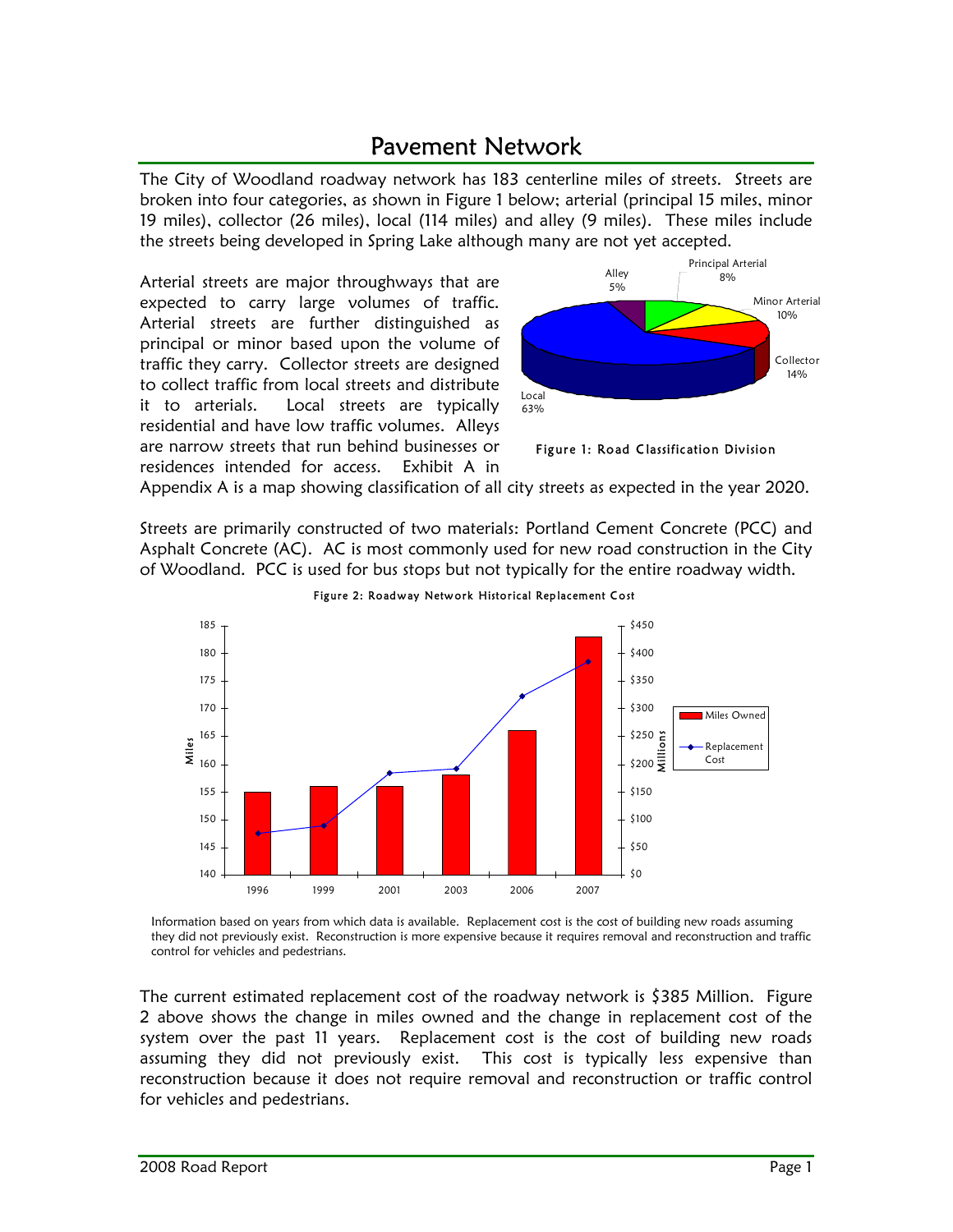# Pavement Network

The City of Woodland roadway network has 183 centerline miles of streets. Streets are broken into four categories, as shown in Figure 1 below; arterial (principal 15 miles, minor 19 miles), collector (26 miles), local (114 miles) and alley (9 miles). These miles include the streets being developed in Spring Lake although many are not yet accepted.

Arterial streets are major throughways that are expected to carry large volumes of traffic. Arterial streets are further distinguished as principal or minor based upon the volume of traffic they carry. Collector streets are designed to collect traffic from local streets and distribute it to arterials. Local streets are typically residential and have low traffic volumes. Alleys are narrow streets that run behind businesses or residences intended for access. Exhibit A in Appendix A is a map showing classification of all city streets as expected in the year 2020.

Figure 1: Road Classification Division

Streets are primarily constructed of two materials: Portland Cement Concrete (PCC) and Asphalt Concrete (AC). AC is most commonly used for new road construction in the City of Woodland. PCC is used for bus stops but not typically for the entire roadway width.

Figure 2: Roadway Network Historical Replacement Cost

Information based on years from which data is available. Replacement cost is the cost of building new roads assuming they did not previously exist. Reconstruction is more expensive because it requires removal and reconstruction and traffic control for vehicles and pedestrians.

The current estimated replacement cost of the roadway network is $385 Million. Figure 2 above shows the change in miles owned and the change in replacement cost of the system over the past 11 years. Replacement cost is the cost of building new roads assuming they did not previously exist. This cost is typically less expensive than reconstruction because it does not require removal and reconstruction or traffic control for vehicles and pedestrians.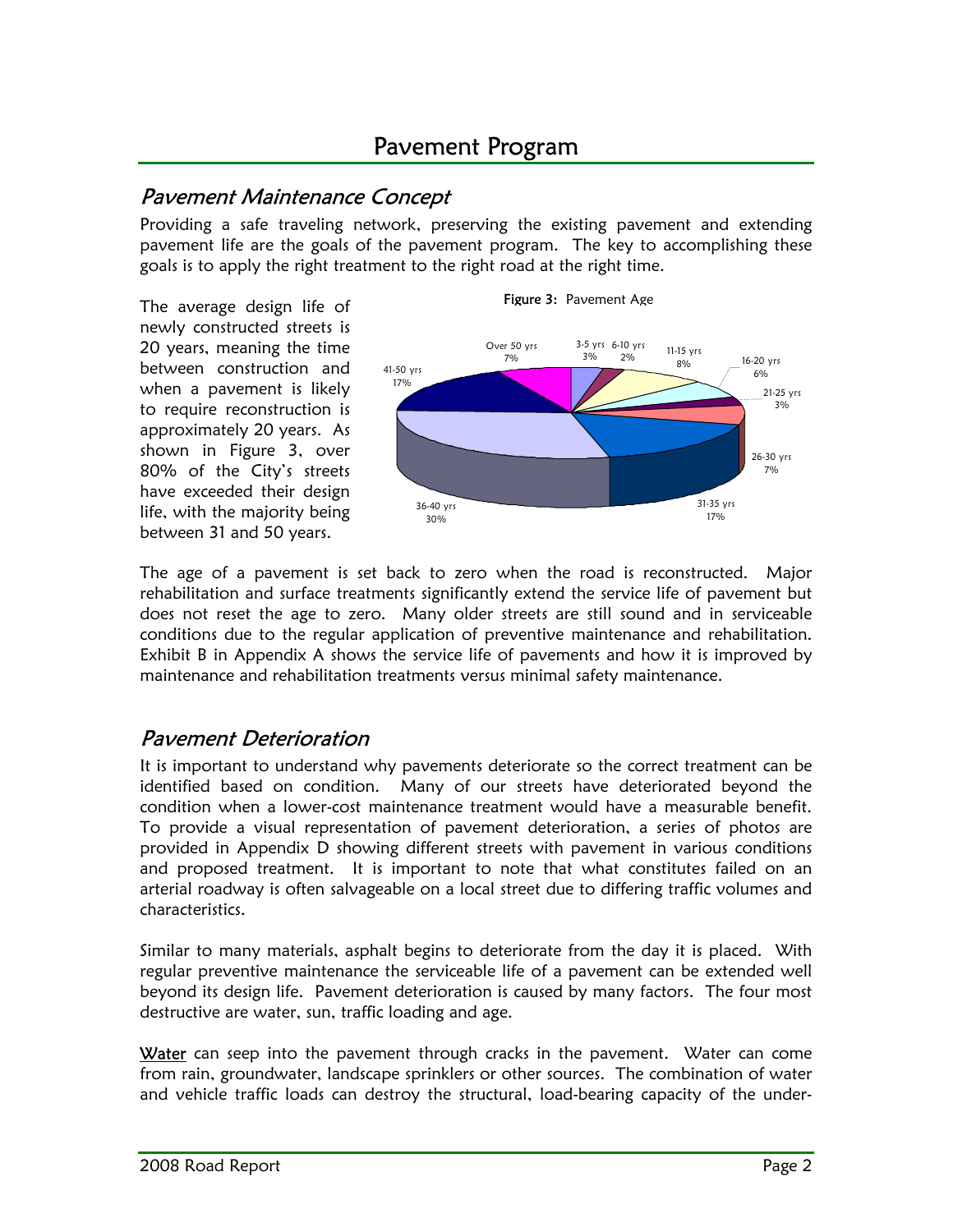# Pavement Program

## *Pavement Maintenance Concept*

Providing a safe traveling network, preserving the existing pavement and extending pavement life are the goals of the pavement program. The key to accomplishing these goals is to apply the right treatment to the right road at the right time.

The average design life of newly constructed streets is 20 years, meaning the time between construction and when a pavement is likely to require reconstruction is approximately 20 years. As shown in Figure 3, over 80% of the City's streets have exceeded their design life, with the majority being between 31 and 50 years.

**Figure 3:** Pavement Age

| Age | Percent |
|---|---|
| 3-5 yrs | 3% |
| 6-10 yrs | 2% |
| 11-15 yrs | 8% |
| 16-20 yrs | 6% |
| 21-25 yrs | 3% |
| 26-30 yrs | 7% |
| 31-35 yrs | 17% |
| 36-40 yrs | 30% |
| 41-50 yrs | 17% |
| Over 50 yrs | 7% |

The age of a pavement is set back to zero when the road is reconstructed. Major rehabilitation and surface treatments significantly extend the service life of pavement but does not reset the age to zero. Many older streets are still sound and in serviceable conditions due to the regular application of preventive maintenance and rehabilitation. Exhibit B in Appendix A shows the service life of pavements and how it is improved by maintenance and rehabilitation treatments versus minimal safety maintenance.

## *Pavement Deterioration*

It is important to understand why pavements deteriorate so the correct treatment can be identified based on condition. Many of our streets have deteriorated beyond the condition when a lower-cost maintenance treatment would have a measurable benefit. To provide a visual representation of pavement deterioration, a series of photos are provided in Appendix D showing different streets with pavement in various conditions and proposed treatment. It is important to note that what constitutes failed on an arterial roadway is often salvageable on a local street due to differing traffic volumes and characteristics.

Similar to many materials, asphalt begins to deteriorate from the day it is placed. With regular preventive maintenance the serviceable life of a pavement can be extended well beyond its design life. Pavement deterioration is caused by many factors. The four most destructive are water, sun, traffic loading and age.

Water can seep into the pavement through cracks in the pavement. Water can come from rain, groundwater, landscape sprinklers or other sources. The combination of water and vehicle traffic loads can destroy the structural, load-bearing capacity of the under-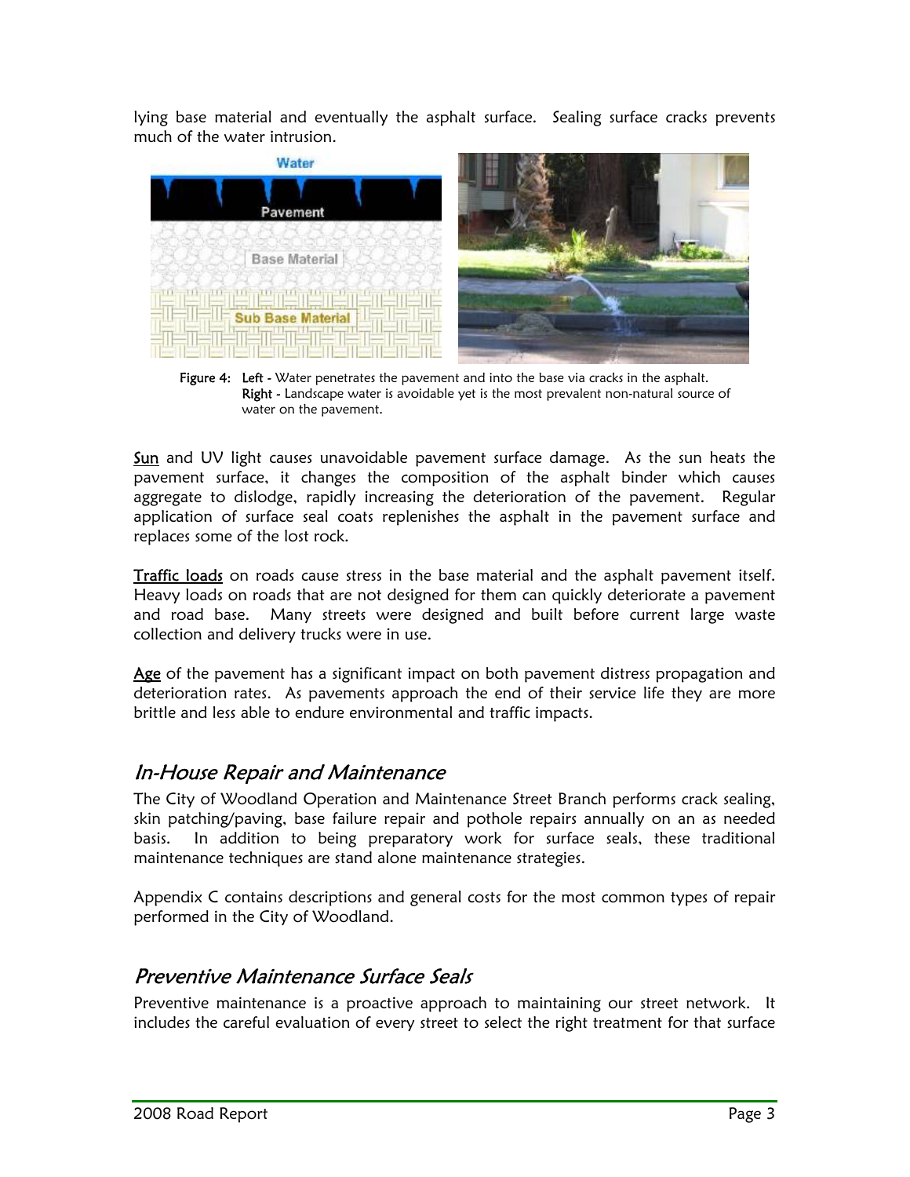lying base material and eventually the asphalt surface. Sealing surface cracks prevents much of the water intrusion.

**Figure 4:** **Left -** Water penetrates the pavement and into the base via cracks in the asphalt. **Right -** Landscape water is avoidable yet is the most prevalent non-natural source of water on the pavement.

Sun and UV light causes unavoidable pavement surface damage. As the sun heats the pavement surface, it changes the composition of the asphalt binder which causes aggregate to dislodge, rapidly increasing the deterioration of the pavement. Regular application of surface seal coats replenishes the asphalt in the pavement surface and replaces some of the lost rock.

Traffic loads on roads cause stress in the base material and the asphalt pavement itself. Heavy loads on roads that are not designed for them can quickly deteriorate a pavement and road base. Many streets were designed and built before current large waste collection and delivery trucks were in use.

Age of the pavement has a significant impact on both pavement distress propagation and deterioration rates. As pavements approach the end of their service life they are more brittle and less able to endure environmental and traffic impacts.

## *In-House Repair and Maintenance*

The City of Woodland Operation and Maintenance Street Branch performs crack sealing, skin patching/paving, base failure repair and pothole repairs annually on an as needed basis. In addition to being preparatory work for surface seals, these traditional maintenance techniques are stand alone maintenance strategies.

Appendix C contains descriptions and general costs for the most common types of repair performed in the City of Woodland.

## *Preventive Maintenance Surface Seals*

Preventive maintenance is a proactive approach to maintaining our street network. It includes the careful evaluation of every street to select the right treatment for that surface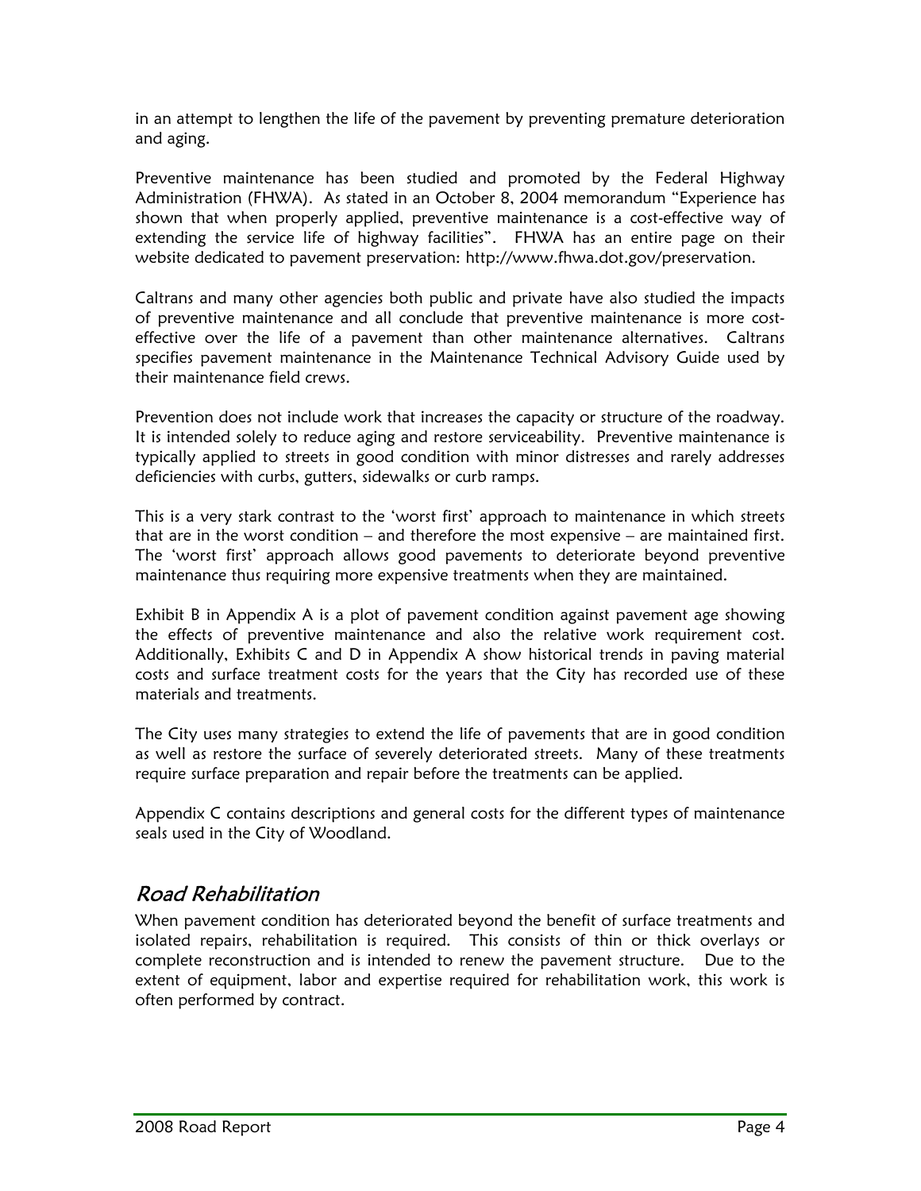in an attempt to lengthen the life of the pavement by preventing premature deterioration and aging.

Preventive maintenance has been studied and promoted by the Federal Highway Administration (FHWA). As stated in an October 8, 2004 memorandum "Experience has shown that when properly applied, preventive maintenance is a cost-effective way of extending the service life of highway facilities". FHWA has an entire page on their website dedicated to pavement preservation: http://www.fhwa.dot.gov/preservation.

Caltrans and many other agencies both public and private have also studied the impacts of preventive maintenance and all conclude that preventive maintenance is more cost-effective over the life of a pavement than other maintenance alternatives. Caltrans specifies pavement maintenance in the Maintenance Technical Advisory Guide used by their maintenance field crews.

Prevention does not include work that increases the capacity or structure of the roadway. It is intended solely to reduce aging and restore serviceability. Preventive maintenance is typically applied to streets in good condition with minor distresses and rarely addresses deficiencies with curbs, gutters, sidewalks or curb ramps.

This is a very stark contrast to the 'worst first' approach to maintenance in which streets that are in the worst condition – and therefore the most expensive – are maintained first. The 'worst first' approach allows good pavements to deteriorate beyond preventive maintenance thus requiring more expensive treatments when they are maintained.

Exhibit B in Appendix A is a plot of pavement condition against pavement age showing the effects of preventive maintenance and also the relative work requirement cost. Additionally, Exhibits C and D in Appendix A show historical trends in paving material costs and surface treatment costs for the years that the City has recorded use of these materials and treatments.

The City uses many strategies to extend the life of pavements that are in good condition as well as restore the surface of severely deteriorated streets. Many of these treatments require surface preparation and repair before the treatments can be applied.

Appendix C contains descriptions and general costs for the different types of maintenance seals used in the City of Woodland.

## *Road Rehabilitation*

When pavement condition has deteriorated beyond the benefit of surface treatments and isolated repairs, rehabilitation is required. This consists of thin or thick overlays or complete reconstruction and is intended to renew the pavement structure. Due to the extent of equipment, labor and expertise required for rehabilitation work, this work is often performed by contract.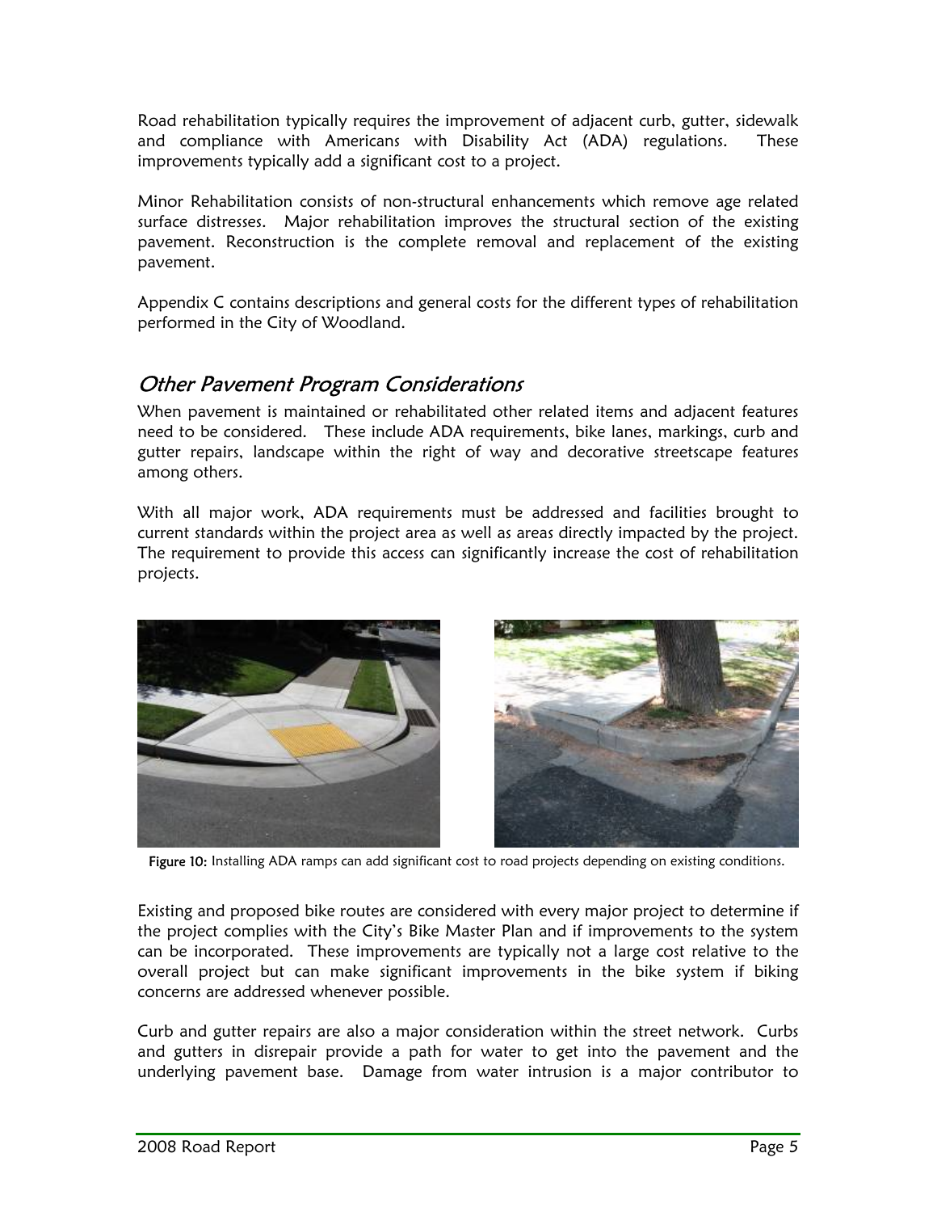Road rehabilitation typically requires the improvement of adjacent curb, gutter, sidewalk and compliance with Americans with Disability Act (ADA) regulations. These improvements typically add a significant cost to a project.

Minor Rehabilitation consists of non-structural enhancements which remove age related surface distresses. Major rehabilitation improves the structural section of the existing pavement. Reconstruction is the complete removal and replacement of the existing pavement.

Appendix C contains descriptions and general costs for the different types of rehabilitation performed in the City of Woodland.

## *Other Pavement Program Considerations*

When pavement is maintained or rehabilitated other related items and adjacent features need to be considered. These include ADA requirements, bike lanes, markings, curb and gutter repairs, landscape within the right of way and decorative streetscape features among others.

With all major work, ADA requirements must be addressed and facilities brought to current standards within the project area as well as areas directly impacted by the project. The requirement to provide this access can significantly increase the cost of rehabilitation projects.

**Figure 10:** Installing ADA ramps can add significant cost to road projects depending on existing conditions.

Existing and proposed bike routes are considered with every major project to determine if the project complies with the City's Bike Master Plan and if improvements to the system can be incorporated. These improvements are typically not a large cost relative to the overall project but can make significant improvements in the bike system if biking concerns are addressed whenever possible.

Curb and gutter repairs are also a major consideration within the street network. Curbs and gutters in disrepair provide a path for water to get into the pavement and the underlying pavement base. Damage from water intrusion is a major contributor to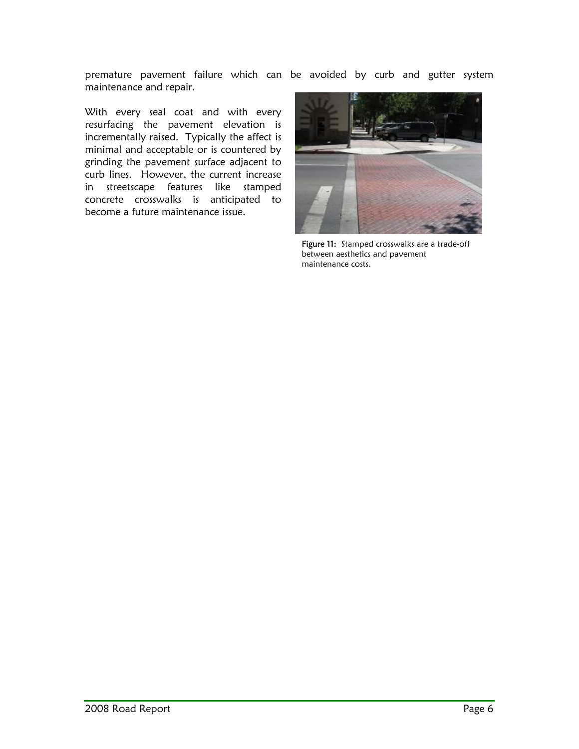premature pavement failure which can be avoided by curb and gutter system maintenance and repair.

With every seal coat and with every resurfacing the pavement elevation is incrementally raised. Typically the affect is minimal and acceptable or is countered by grinding the pavement surface adjacent to curb lines. However, the current increase in streetscape features like stamped concrete crosswalks is anticipated to become a future maintenance issue.

**Figure 11:** Stamped crosswalks are a trade-off between aesthetics and pavement maintenance costs.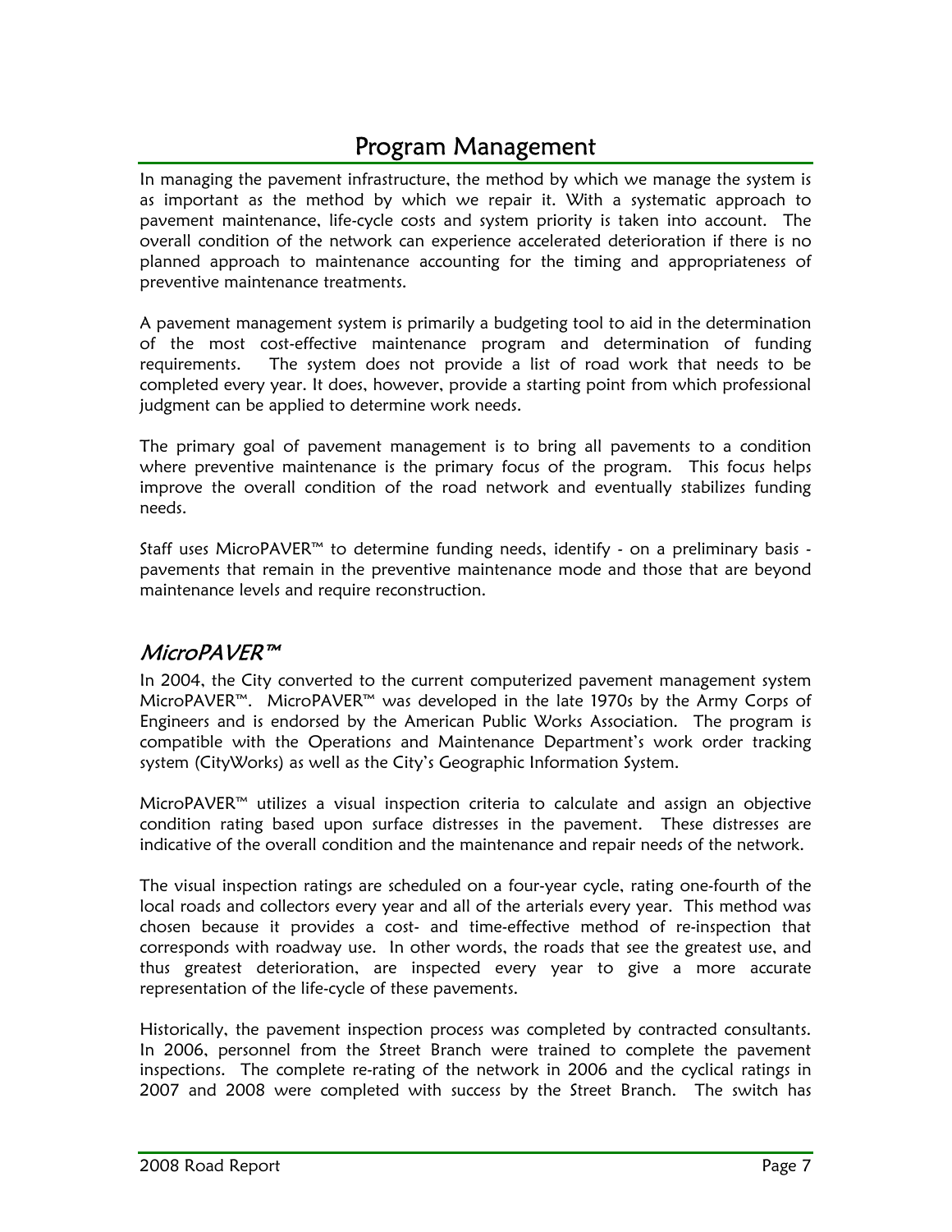# Program Management

In managing the pavement infrastructure, the method by which we manage the system is as important as the method by which we repair it. With a systematic approach to pavement maintenance, life-cycle costs and system priority is taken into account. The overall condition of the network can experience accelerated deterioration if there is no planned approach to maintenance accounting for the timing and appropriateness of preventive maintenance treatments.

A pavement management system is primarily a budgeting tool to aid in the determination of the most cost-effective maintenance program and determination of funding requirements. The system does not provide a list of road work that needs to be completed every year. It does, however, provide a starting point from which professional judgment can be applied to determine work needs.

The primary goal of pavement management is to bring all pavements to a condition where preventive maintenance is the primary focus of the program. This focus helps improve the overall condition of the road network and eventually stabilizes funding needs.

Staff uses MicroPAVER™ to determine funding needs, identify - on a preliminary basis - pavements that remain in the preventive maintenance mode and those that are beyond maintenance levels and require reconstruction.

## *MicroPAVER™*

In 2004, the City converted to the current computerized pavement management system MicroPAVER™. MicroPAVER™ was developed in the late 1970s by the Army Corps of Engineers and is endorsed by the American Public Works Association. The program is compatible with the Operations and Maintenance Department's work order tracking system (CityWorks) as well as the City's Geographic Information System.

MicroPAVER™ utilizes a visual inspection criteria to calculate and assign an objective condition rating based upon surface distresses in the pavement. These distresses are indicative of the overall condition and the maintenance and repair needs of the network.

The visual inspection ratings are scheduled on a four-year cycle, rating one-fourth of the local roads and collectors every year and all of the arterials every year. This method was chosen because it provides a cost- and time-effective method of re-inspection that corresponds with roadway use. In other words, the roads that see the greatest use, and thus greatest deterioration, are inspected every year to give a more accurate representation of the life-cycle of these pavements.

Historically, the pavement inspection process was completed by contracted consultants. In 2006, personnel from the Street Branch were trained to complete the pavement inspections. The complete re-rating of the network in 2006 and the cyclical ratings in 2007 and 2008 were completed with success by the Street Branch. The switch has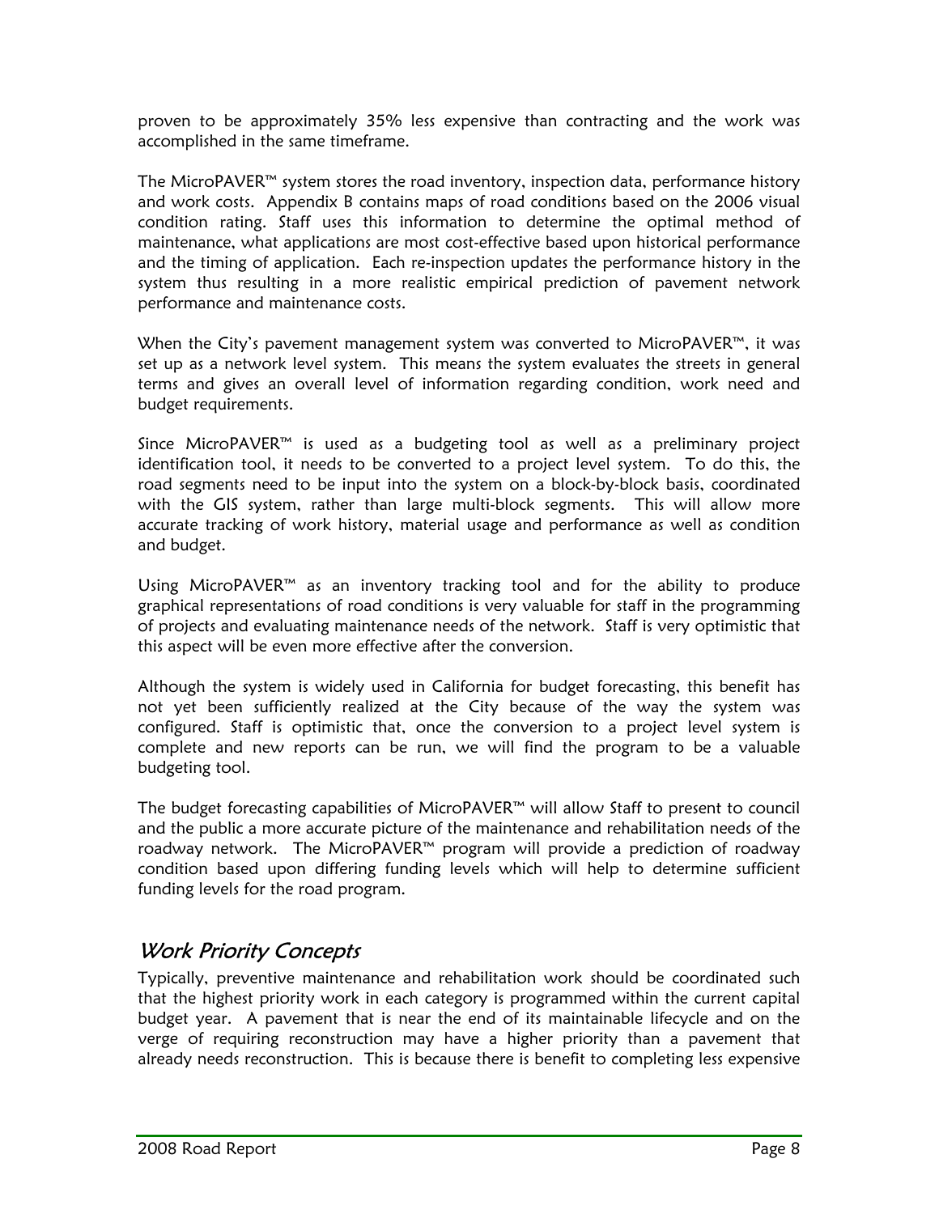proven to be approximately 35% less expensive than contracting and the work was accomplished in the same timeframe.

The MicroPAVER™ system stores the road inventory, inspection data, performance history and work costs. Appendix B contains maps of road conditions based on the 2006 visual condition rating. Staff uses this information to determine the optimal method of maintenance, what applications are most cost-effective based upon historical performance and the timing of application. Each re-inspection updates the performance history in the system thus resulting in a more realistic empirical prediction of pavement network performance and maintenance costs.

When the City's pavement management system was converted to MicroPAVER™, it was set up as a network level system. This means the system evaluates the streets in general terms and gives an overall level of information regarding condition, work need and budget requirements.

Since MicroPAVER™ is used as a budgeting tool as well as a preliminary project identification tool, it needs to be converted to a project level system. To do this, the road segments need to be input into the system on a block-by-block basis, coordinated with the GIS system, rather than large multi-block segments. This will allow more accurate tracking of work history, material usage and performance as well as condition and budget.

Using MicroPAVER™ as an inventory tracking tool and for the ability to produce graphical representations of road conditions is very valuable for staff in the programming of projects and evaluating maintenance needs of the network. Staff is very optimistic that this aspect will be even more effective after the conversion.

Although the system is widely used in California for budget forecasting, this benefit has not yet been sufficiently realized at the City because of the way the system was configured. Staff is optimistic that, once the conversion to a project level system is complete and new reports can be run, we will find the program to be a valuable budgeting tool.

The budget forecasting capabilities of MicroPAVER™ will allow Staff to present to council and the public a more accurate picture of the maintenance and rehabilitation needs of the roadway network. The MicroPAVER™ program will provide a prediction of roadway condition based upon differing funding levels which will help to determine sufficient funding levels for the road program.

## *Work Priority Concepts*

Typically, preventive maintenance and rehabilitation work should be coordinated such that the highest priority work in each category is programmed within the current capital budget year. A pavement that is near the end of its maintainable lifecycle and on the verge of requiring reconstruction may have a higher priority than a pavement that already needs reconstruction. This is because there is benefit to completing less expensive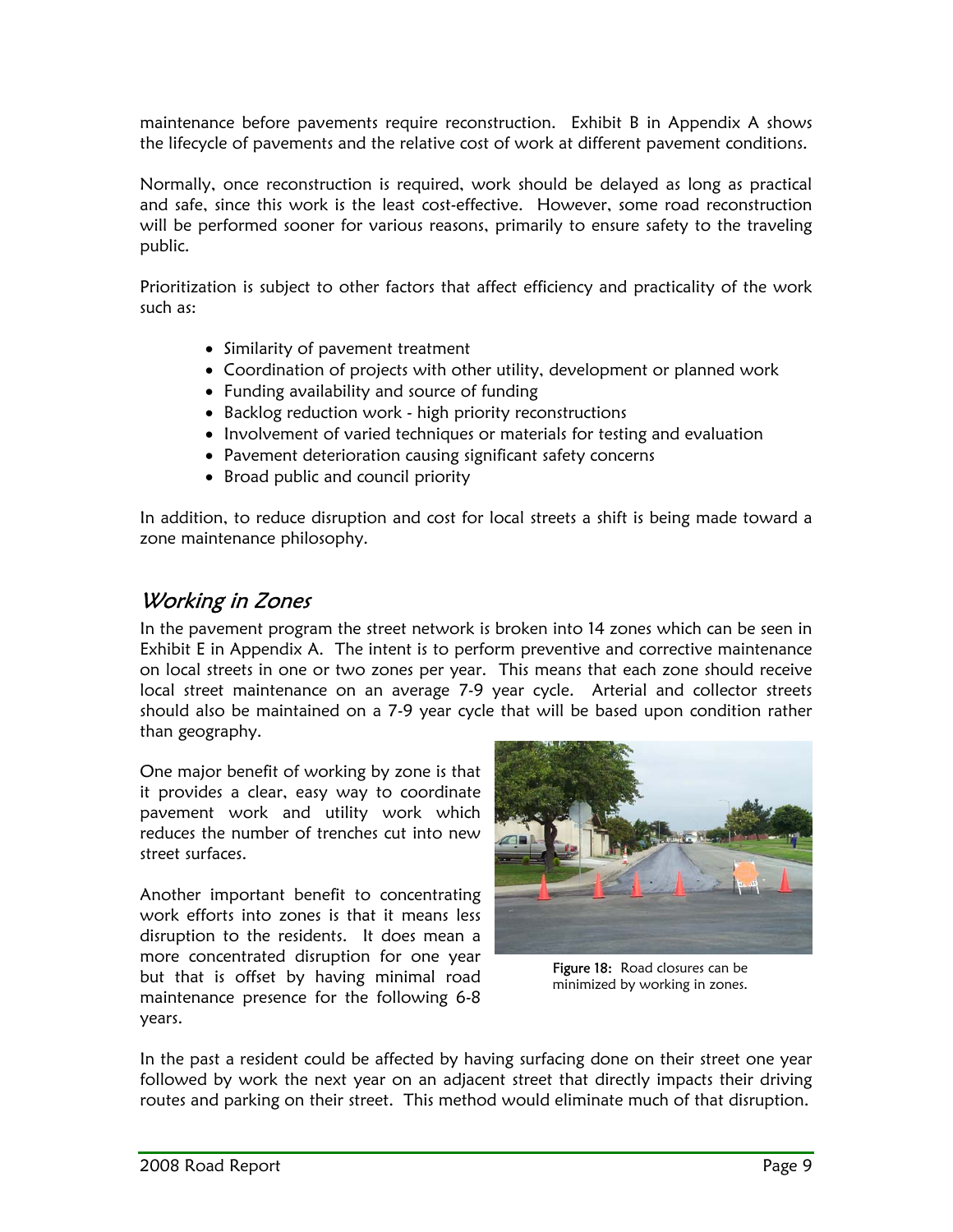maintenance before pavements require reconstruction. Exhibit B in Appendix A shows the lifecycle of pavements and the relative cost of work at different pavement conditions.

Normally, once reconstruction is required, work should be delayed as long as practical and safe, since this work is the least cost-effective. However, some road reconstruction will be performed sooner for various reasons, primarily to ensure safety to the traveling public.

Prioritization is subject to other factors that affect efficiency and practicality of the work such as:

- Similarity of pavement treatment
- Coordination of projects with other utility, development or planned work
- Funding availability and source of funding
- Backlog reduction work - high priority reconstructions
- Involvement of varied techniques or materials for testing and evaluation
- Pavement deterioration causing significant safety concerns
- Broad public and council priority

In addition, to reduce disruption and cost for local streets a shift is being made toward a zone maintenance philosophy.

## *Working in Zones*

In the pavement program the street network is broken into 14 zones which can be seen in Exhibit E in Appendix A. The intent is to perform preventive and corrective maintenance on local streets in one or two zones per year. This means that each zone should receive local street maintenance on an average 7-9 year cycle. Arterial and collector streets should also be maintained on a 7-9 year cycle that will be based upon condition rather than geography.

One major benefit of working by zone is that it provides a clear, easy way to coordinate pavement work and utility work which reduces the number of trenches cut into new street surfaces.

Another important benefit to concentrating work efforts into zones is that it means less disruption to the residents. It does mean a more concentrated disruption for one year but that is offset by having minimal road maintenance presence for the following 6-8 years.

**Figure 18:** Road closures can be minimized by working in zones.

In the past a resident could be affected by having surfacing done on their street one year followed by work the next year on an adjacent street that directly impacts their driving routes and parking on their street. This method would eliminate much of that disruption.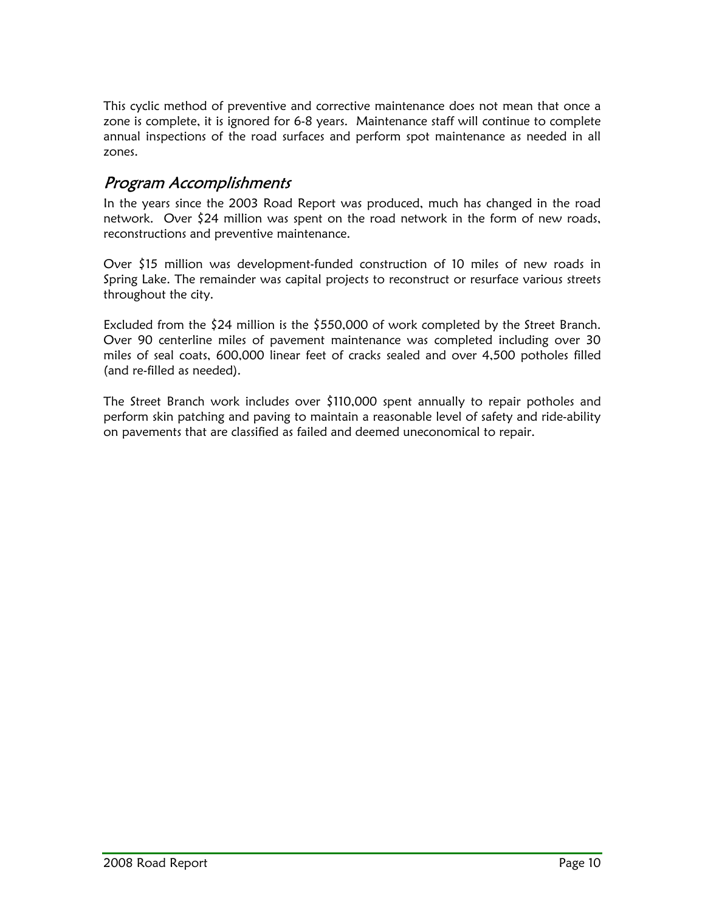This cyclic method of preventive and corrective maintenance does not mean that once a zone is complete, it is ignored for 6-8 years. Maintenance staff will continue to complete annual inspections of the road surfaces and perform spot maintenance as needed in all zones.

## *Program Accomplishments*

In the years since the 2003 Road Report was produced, much has changed in the road network. Over $24 million was spent on the road network in the form of new roads, reconstructions and preventive maintenance.

Over $15 million was development-funded construction of 10 miles of new roads in Spring Lake. The remainder was capital projects to reconstruct or resurface various streets throughout the city.

Excluded from the $24 million is the $550,000 of work completed by the Street Branch. Over 90 centerline miles of pavement maintenance was completed including over 30 miles of seal coats, 600,000 linear feet of cracks sealed and over 4,500 potholes filled (and re-filled as needed).

The Street Branch work includes over $110,000 spent annually to repair potholes and perform skin patching and paving to maintain a reasonable level of safety and ride-ability on pavements that are classified as failed and deemed uneconomical to repair.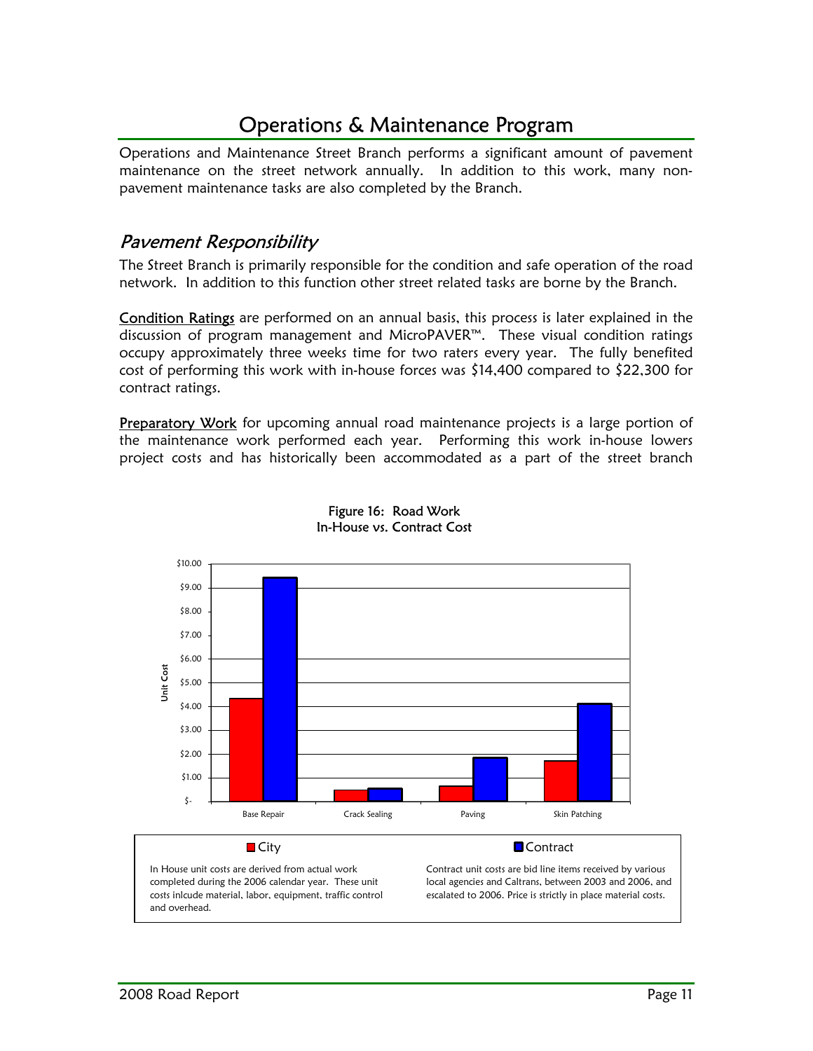# Operations & Maintenance Program

Operations and Maintenance Street Branch performs a significant amount of pavement maintenance on the street network annually. In addition to this work, many non-pavement maintenance tasks are also completed by the Branch.

## *Pavement Responsibility*

The Street Branch is primarily responsible for the condition and safe operation of the road network. In addition to this function other street related tasks are borne by the Branch.

Condition Ratings are performed on an annual basis, this process is later explained in the discussion of program management and MicroPAVER™. These visual condition ratings occupy approximately three weeks time for two raters every year. The fully benefited cost of performing this work with in-house forces was $14,400 compared to $22,300 for contract ratings.

Preparatory Work for upcoming annual road maintenance projects is a large portion of the maintenance work performed each year. Performing this work in-house lowers project costs and has historically been accommodated as a part of the street branch

Figure 16: Road Work
In-House vs. Contract Cost

City: In House unit costs are derived from actual work completed during the 2006 calendar year. These unit costs inlcude material, labor, equipment, traffic control and overhead.

Contract: Contract unit costs are bid line items received by various local agencies and Caltrans, between 2003 and 2006, and escalated to 2006. Price is strictly in place material costs.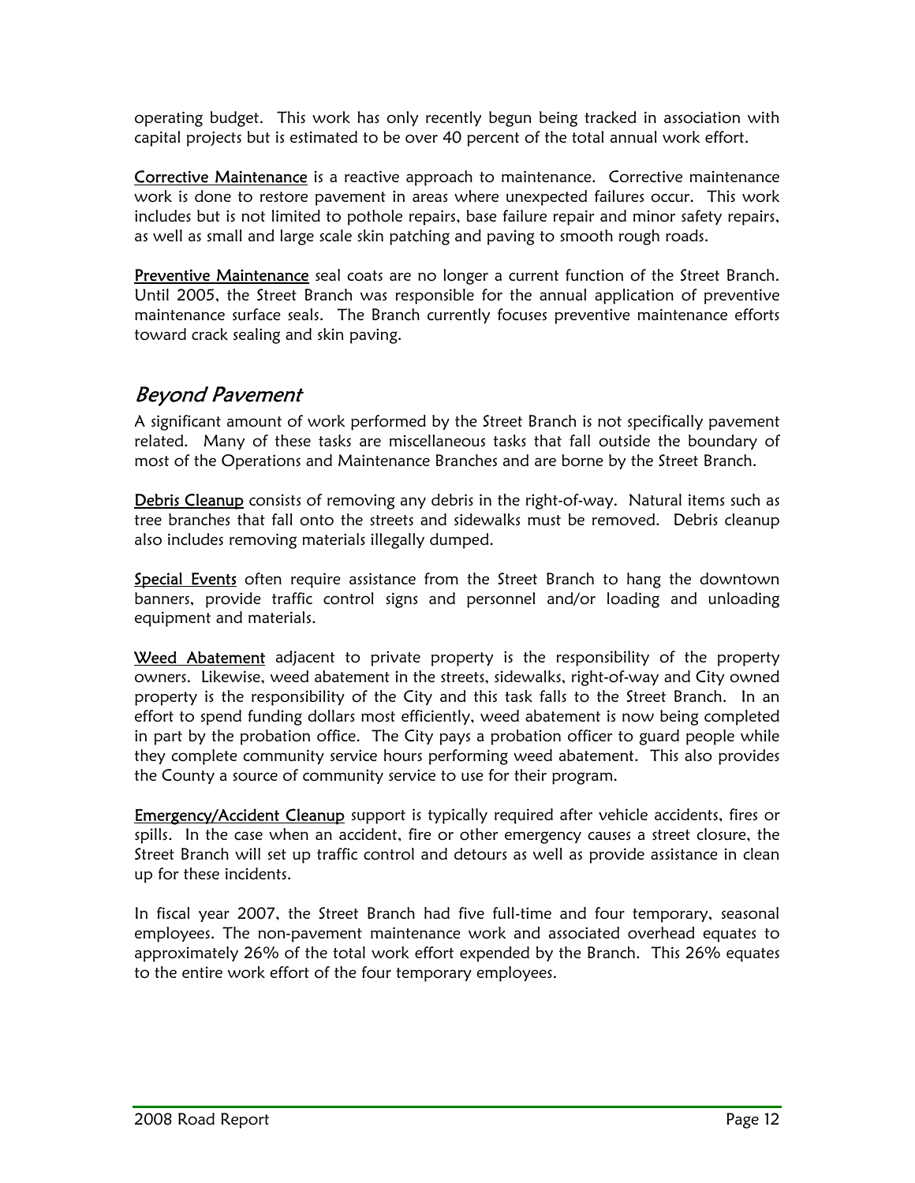operating budget. This work has only recently begun being tracked in association with capital projects but is estimated to be over 40 percent of the total annual work effort.

Corrective Maintenance is a reactive approach to maintenance. Corrective maintenance work is done to restore pavement in areas where unexpected failures occur. This work includes but is not limited to pothole repairs, base failure repair and minor safety repairs, as well as small and large scale skin patching and paving to smooth rough roads.

Preventive Maintenance seal coats are no longer a current function of the Street Branch. Until 2005, the Street Branch was responsible for the annual application of preventive maintenance surface seals. The Branch currently focuses preventive maintenance efforts toward crack sealing and skin paving.

## *Beyond Pavement*

A significant amount of work performed by the Street Branch is not specifically pavement related. Many of these tasks are miscellaneous tasks that fall outside the boundary of most of the Operations and Maintenance Branches and are borne by the Street Branch.

Debris Cleanup consists of removing any debris in the right-of-way. Natural items such as tree branches that fall onto the streets and sidewalks must be removed. Debris cleanup also includes removing materials illegally dumped.

Special Events often require assistance from the Street Branch to hang the downtown banners, provide traffic control signs and personnel and/or loading and unloading equipment and materials.

Weed Abatement adjacent to private property is the responsibility of the property owners. Likewise, weed abatement in the streets, sidewalks, right-of-way and City owned property is the responsibility of the City and this task falls to the Street Branch. In an effort to spend funding dollars most efficiently, weed abatement is now being completed in part by the probation office. The City pays a probation officer to guard people while they complete community service hours performing weed abatement. This also provides the County a source of community service to use for their program.

Emergency/Accident Cleanup support is typically required after vehicle accidents, fires or spills. In the case when an accident, fire or other emergency causes a street closure, the Street Branch will set up traffic control and detours as well as provide assistance in clean up for these incidents.

In fiscal year 2007, the Street Branch had five full-time and four temporary, seasonal employees. The non-pavement maintenance work and associated overhead equates to approximately 26% of the total work effort expended by the Branch. This 26% equates to the entire work effort of the four temporary employees.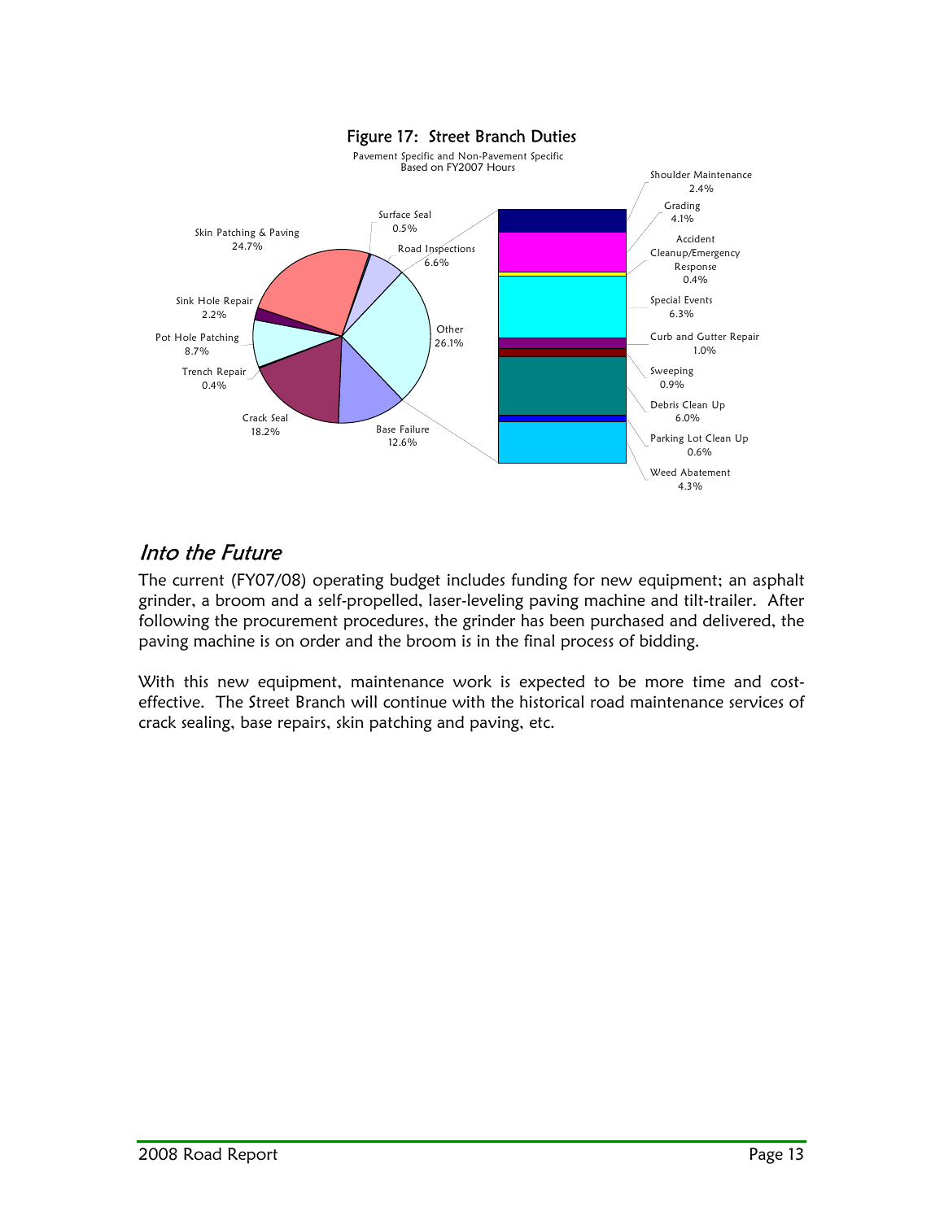## Figure 17: Street Branch Duties

Pavement Specific and Non-Pavement Specific
Based on FY2007 Hours

| Duty | Percentage |
|---|---|
| Skin Patching & Paving | 24.7% |
| Surface Seal | 0.5% |
| Road Inspections | 6.6% |
| Other | 26.1% |
| Base Failure | 12.6% |
| Crack Seal | 18.2% |
| Trench Repair | 0.4% |
| Pot Hole Patching | 8.7% |
| Sink Hole Repair | 2.2% |

| Other (breakdown) | Percentage |
|---|---|
| Shoulder Maintenance | 2.4% |
| Grading | 4.1% |
| Accident Cleanup/Emergency Response | 0.4% |
| Special Events | 6.3% |
| Curb and Gutter Repair | 1.0% |
| Sweeping | 0.9% |
| Debris Clean Up | 6.0% |
| Parking Lot Clean Up | 0.6% |
| Weed Abatement | 4.3% |

## *Into the Future*

The current (FY07/08) operating budget includes funding for new equipment; an asphalt grinder, a broom and a self-propelled, laser-leveling paving machine and tilt-trailer. After following the procurement procedures, the grinder has been purchased and delivered, the paving machine is on order and the broom is in the final process of bidding.

With this new equipment, maintenance work is expected to be more time and cost-effective. The Street Branch will continue with the historical road maintenance services of crack sealing, base repairs, skin patching and paving, etc.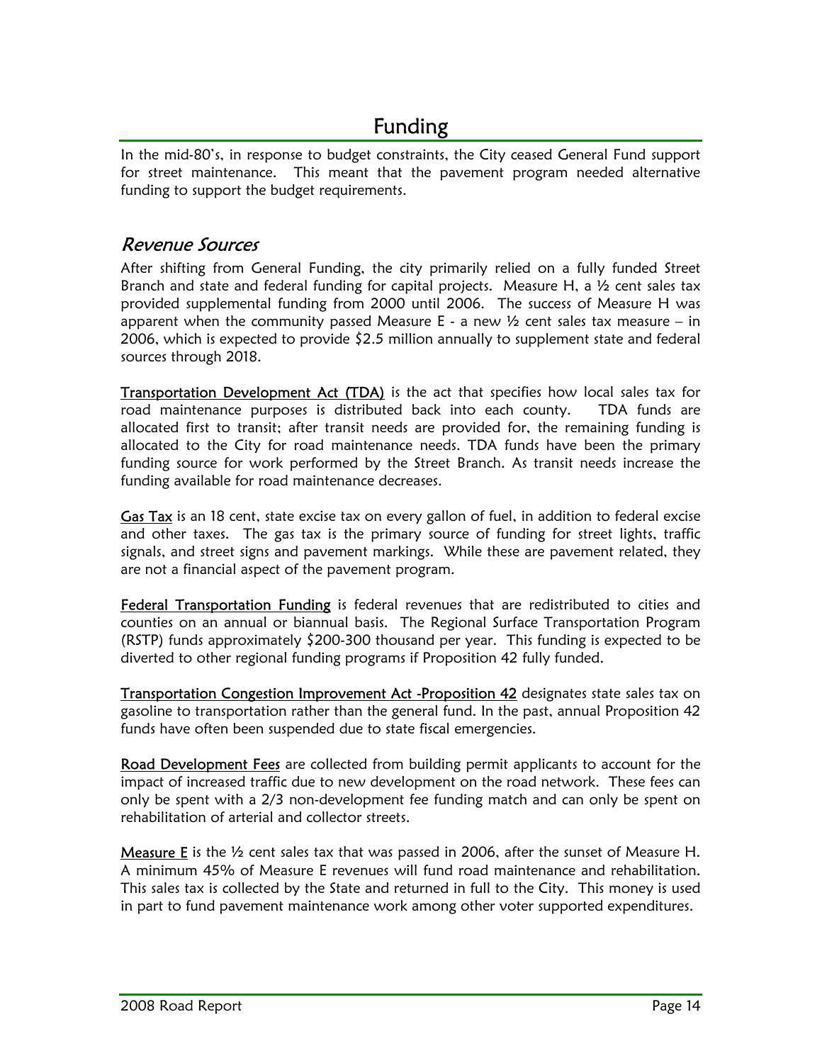# Funding

In the mid-80's, in response to budget constraints, the City ceased General Fund support for street maintenance. This meant that the pavement program needed alternative funding to support the budget requirements.

## *Revenue Sources*

After shifting from General Funding, the city primarily relied on a fully funded Street Branch and state and federal funding for capital projects. Measure H, a ½ cent sales tax provided supplemental funding from 2000 until 2006. The success of Measure H was apparent when the community passed Measure E - a new ½ cent sales tax measure – in 2006, which is expected to provide $2.5 million annually to supplement state and federal sources through 2018.

Transportation Development Act (TDA) is the act that specifies how local sales tax for road maintenance purposes is distributed back into each county. TDA funds are allocated first to transit; after transit needs are provided for, the remaining funding is allocated to the City for road maintenance needs. TDA funds have been the primary funding source for work performed by the Street Branch. As transit needs increase the funding available for road maintenance decreases.

Gas Tax is an 18 cent, state excise tax on every gallon of fuel, in addition to federal excise and other taxes. The gas tax is the primary source of funding for street lights, traffic signals, and street signs and pavement markings. While these are pavement related, they are not a financial aspect of the pavement program.

Federal Transportation Funding is federal revenues that are redistributed to cities and counties on an annual or biannual basis. The Regional Surface Transportation Program (RSTP) funds approximately $200-300 thousand per year. This funding is expected to be diverted to other regional funding programs if Proposition 42 fully funded.

Transportation Congestion Improvement Act -Proposition 42 designates state sales tax on gasoline to transportation rather than the general fund. In the past, annual Proposition 42 funds have often been suspended due to state fiscal emergencies.

Road Development Fees are collected from building permit applicants to account for the impact of increased traffic due to new development on the road network. These fees can only be spent with a 2/3 non-development fee funding match and can only be spent on rehabilitation of arterial and collector streets.

Measure E is the ½ cent sales tax that was passed in 2006, after the sunset of Measure H. A minimum 45% of Measure E revenues will fund road maintenance and rehabilitation. This sales tax is collected by the State and returned in full to the City. This money is used in part to fund pavement maintenance work among other voter supported expenditures.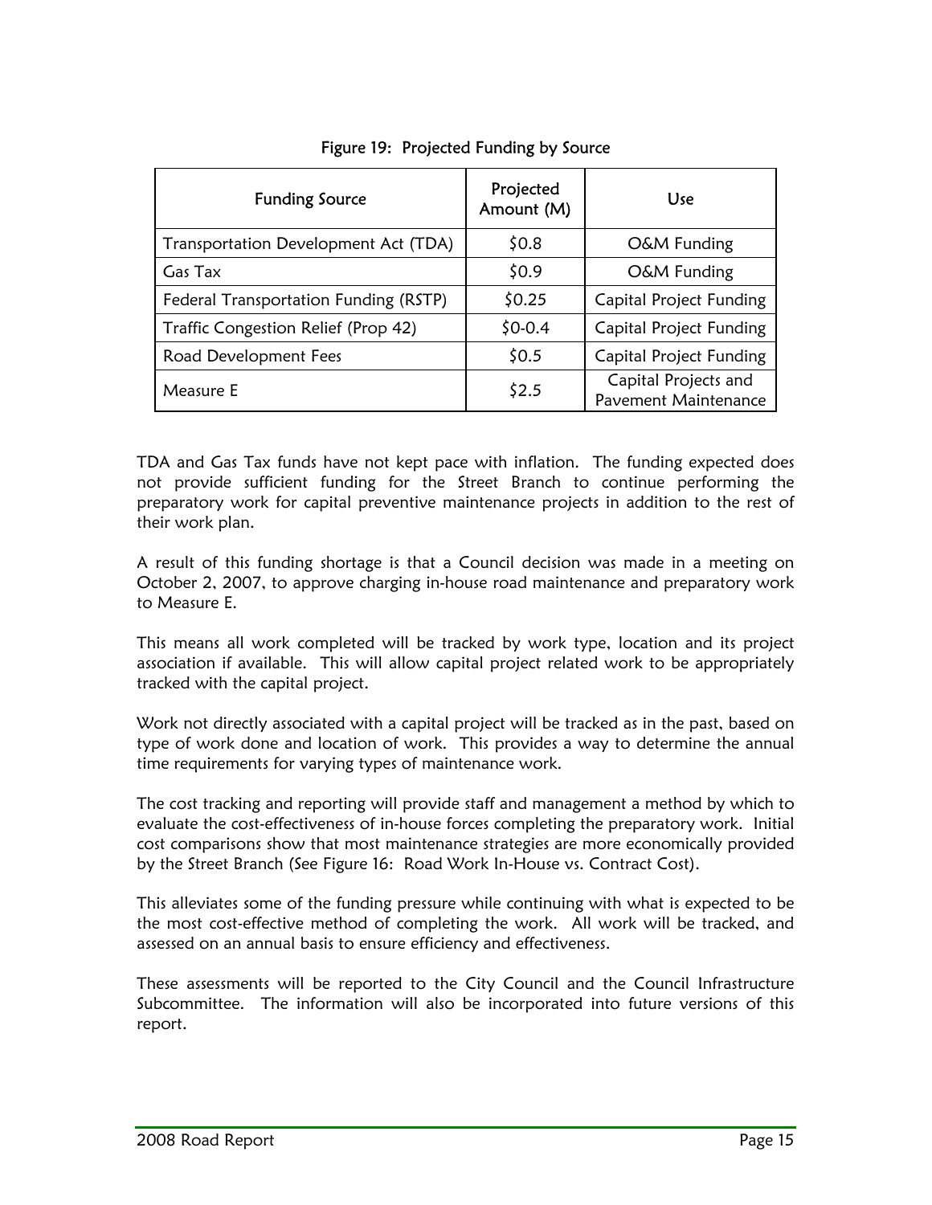Figure 19: Projected Funding by Source

| Funding Source | Projected Amount (M) | Use |
|---|---|---|
| Transportation Development Act (TDA) | $0.8 | O&M Funding |
| Gas Tax | $0.9 | O&M Funding |
| Federal Transportation Funding (RSTP) | $0.25 | Capital Project Funding |
| Traffic Congestion Relief (Prop 42) | $0-0.4 | Capital Project Funding |
| Road Development Fees | $0.5 | Capital Project Funding |
| Measure E | $2.5 | Capital Projects and Pavement Maintenance |

TDA and Gas Tax funds have not kept pace with inflation. The funding expected does not provide sufficient funding for the Street Branch to continue performing the preparatory work for capital preventive maintenance projects in addition to the rest of their work plan.

A result of this funding shortage is that a Council decision was made in a meeting on October 2, 2007, to approve charging in-house road maintenance and preparatory work to Measure E.

This means all work completed will be tracked by work type, location and its project association if available. This will allow capital project related work to be appropriately tracked with the capital project.

Work not directly associated with a capital project will be tracked as in the past, based on type of work done and location of work. This provides a way to determine the annual time requirements for varying types of maintenance work.

The cost tracking and reporting will provide staff and management a method by which to evaluate the cost-effectiveness of in-house forces completing the preparatory work. Initial cost comparisons show that most maintenance strategies are more economically provided by the Street Branch (See Figure 16: Road Work In-House vs. Contract Cost).

This alleviates some of the funding pressure while continuing with what is expected to be the most cost-effective method of completing the work. All work will be tracked, and assessed on an annual basis to ensure efficiency and effectiveness.

These assessments will be reported to the City Council and the Council Infrastructure Subcommittee. The information will also be incorporated into future versions of this report.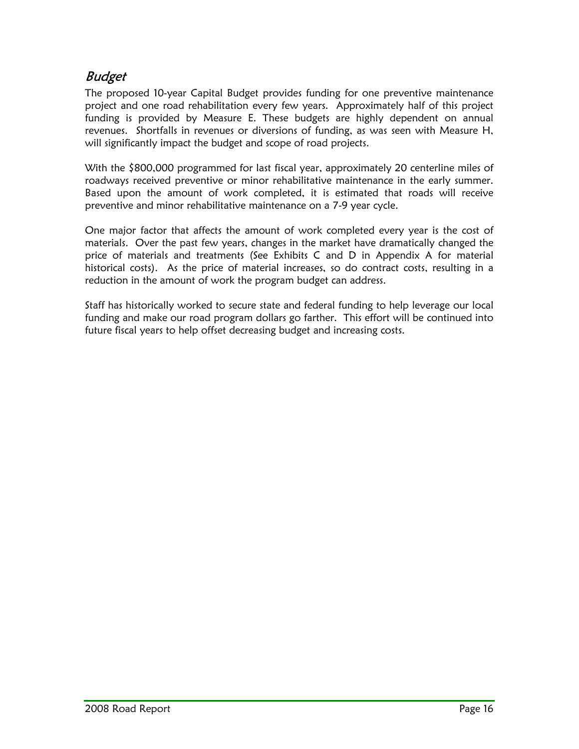## *Budget*

The proposed 10-year Capital Budget provides funding for one preventive maintenance project and one road rehabilitation every few years. Approximately half of this project funding is provided by Measure E. These budgets are highly dependent on annual revenues. Shortfalls in revenues or diversions of funding, as was seen with Measure H, will significantly impact the budget and scope of road projects.

With the $800,000 programmed for last fiscal year, approximately 20 centerline miles of roadways received preventive or minor rehabilitative maintenance in the early summer. Based upon the amount of work completed, it is estimated that roads will receive preventive and minor rehabilitative maintenance on a 7-9 year cycle.

One major factor that affects the amount of work completed every year is the cost of materials. Over the past few years, changes in the market have dramatically changed the price of materials and treatments (See Exhibits C and D in Appendix A for material historical costs). As the price of material increases, so do contract costs, resulting in a reduction in the amount of work the program budget can address.

Staff has historically worked to secure state and federal funding to help leverage our local funding and make our road program dollars go farther. This effort will be continued into future fiscal years to help offset decreasing budget and increasing costs.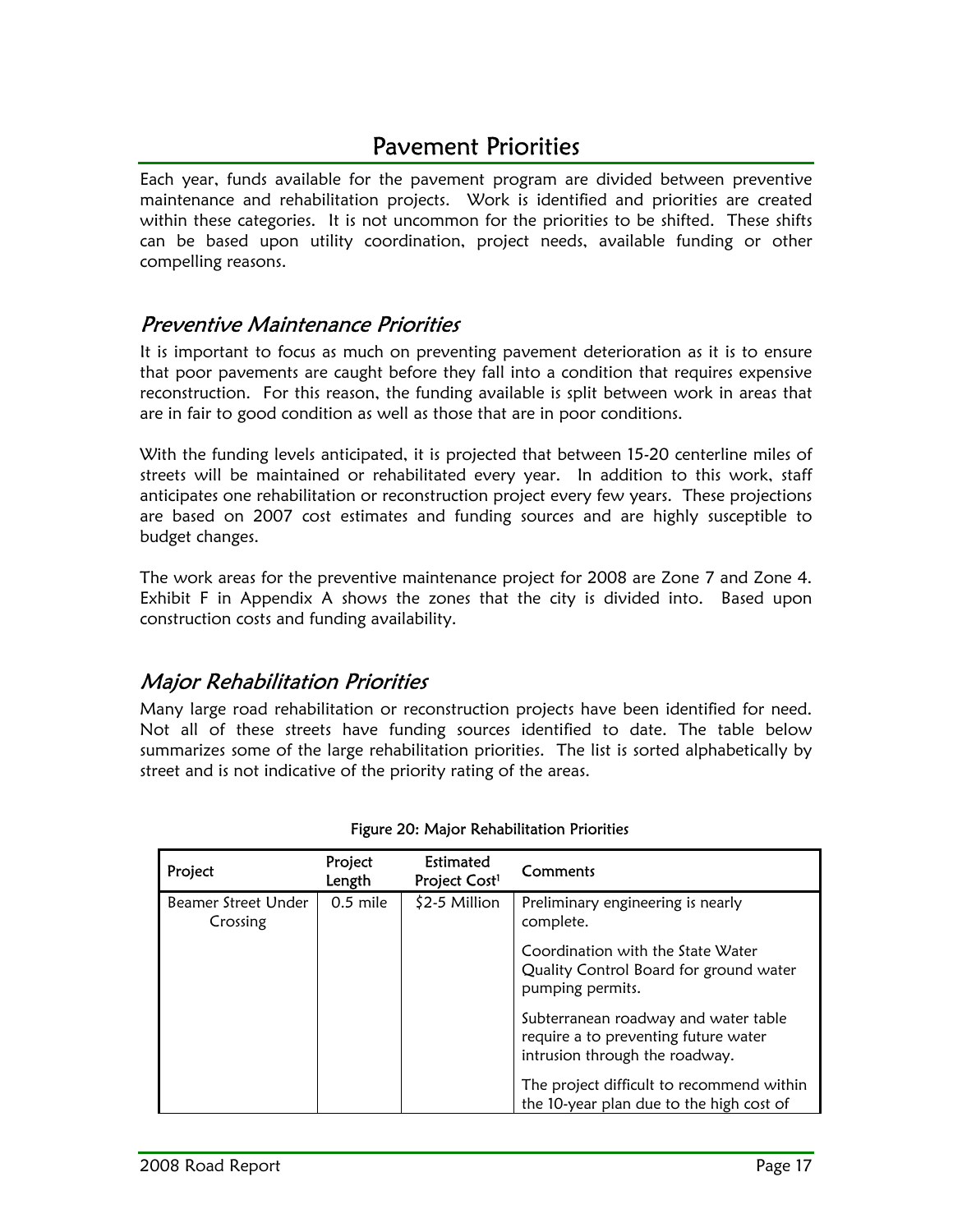# Pavement Priorities

Each year, funds available for the pavement program are divided between preventive maintenance and rehabilitation projects. Work is identified and priorities are created within these categories. It is not uncommon for the priorities to be shifted. These shifts can be based upon utility coordination, project needs, available funding or other compelling reasons.

## *Preventive Maintenance Priorities*

It is important to focus as much on preventing pavement deterioration as it is to ensure that poor pavements are caught before they fall into a condition that requires expensive reconstruction. For this reason, the funding available is split between work in areas that are in fair to good condition as well as those that are in poor conditions.

With the funding levels anticipated, it is projected that between 15-20 centerline miles of streets will be maintained or rehabilitated every year. In addition to this work, staff anticipates one rehabilitation or reconstruction project every few years. These projections are based on 2007 cost estimates and funding sources and are highly susceptible to budget changes.

The work areas for the preventive maintenance project for 2008 are Zone 7 and Zone 4. Exhibit F in Appendix A shows the zones that the city is divided into. Based upon construction costs and funding availability.

## *Major Rehabilitation Priorities*

Many large road rehabilitation or reconstruction projects have been identified for need. Not all of these streets have funding sources identified to date. The table below summarizes some of the large rehabilitation priorities. The list is sorted alphabetically by street and is not indicative of the priority rating of the areas.

Figure 20: Major Rehabilitation Priorities

| Project | Project Length | Estimated Project Cost[1] | Comments |
|---|---|---|---|
| Beamer Street Under Crossing | 0.5 mile | $2-5 Million | Preliminary engineering is nearly complete.<br><br>Coordination with the State Water Quality Control Board for ground water pumping permits.<br><br>Subterranean roadway and water table require a to preventing future water intrusion through the roadway.<br><br>The project difficult to recommend within the 10-year plan due to the high cost of |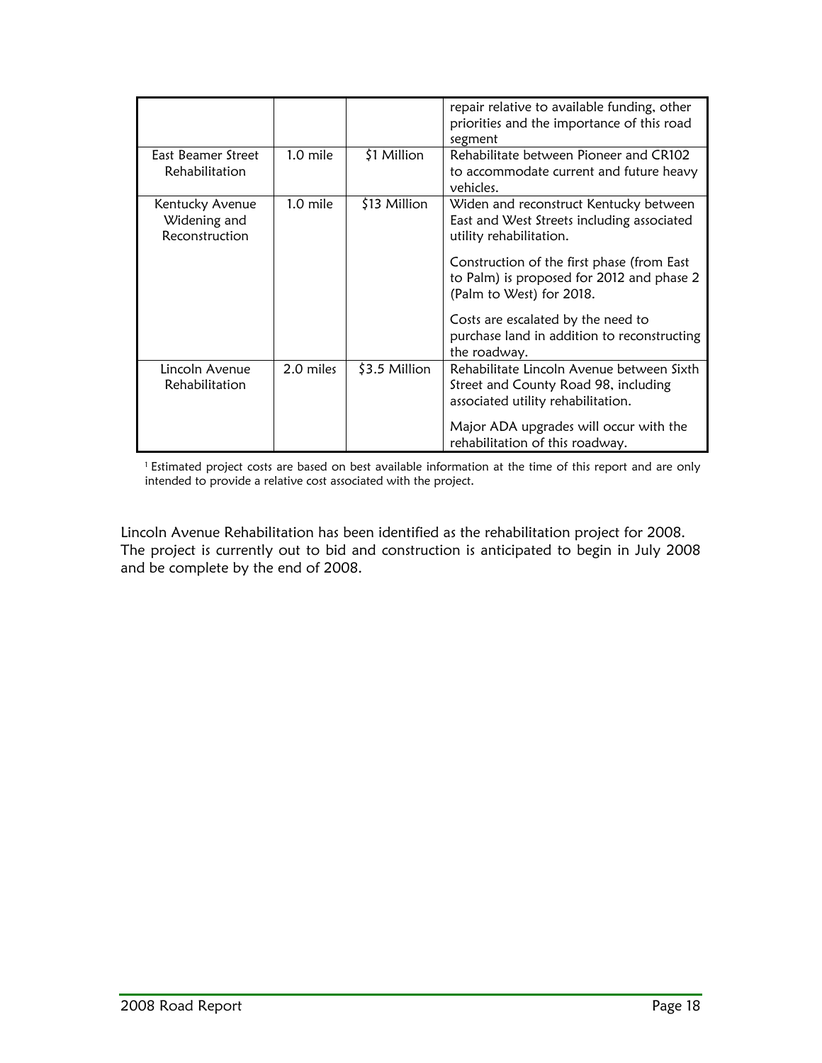| | | | |
|---|---|---|---|
| | | | repair relative to available funding, other priorities and the importance of this road segment |
| East Beamer Street Rehabilitation | 1.0 mile | $1 Million | Rehabilitate between Pioneer and CR102 to accommodate current and future heavy vehicles. |
| Kentucky Avenue Widening and Reconstruction | 1.0 mile | $13 Million | Widen and reconstruct Kentucky between East and West Streets including associated utility rehabilitation.<br><br>Construction of the first phase (from East to Palm) is proposed for 2012 and phase 2 (Palm to West) for 2018.<br><br>Costs are escalated by the need to purchase land in addition to reconstructing the roadway. |
| Lincoln Avenue Rehabilitation | 2.0 miles | $3.5 Million | Rehabilitate Lincoln Avenue between Sixth Street and County Road 98, including associated utility rehabilitation.<br><br>Major ADA upgrades will occur with the rehabilitation of this roadway. |

[1] Estimated project costs are based on best available information at the time of this report and are only intended to provide a relative cost associated with the project.

Lincoln Avenue Rehabilitation has been identified as the rehabilitation project for 2008. The project is currently out to bid and construction is anticipated to begin in July 2008 and be complete by the end of 2008.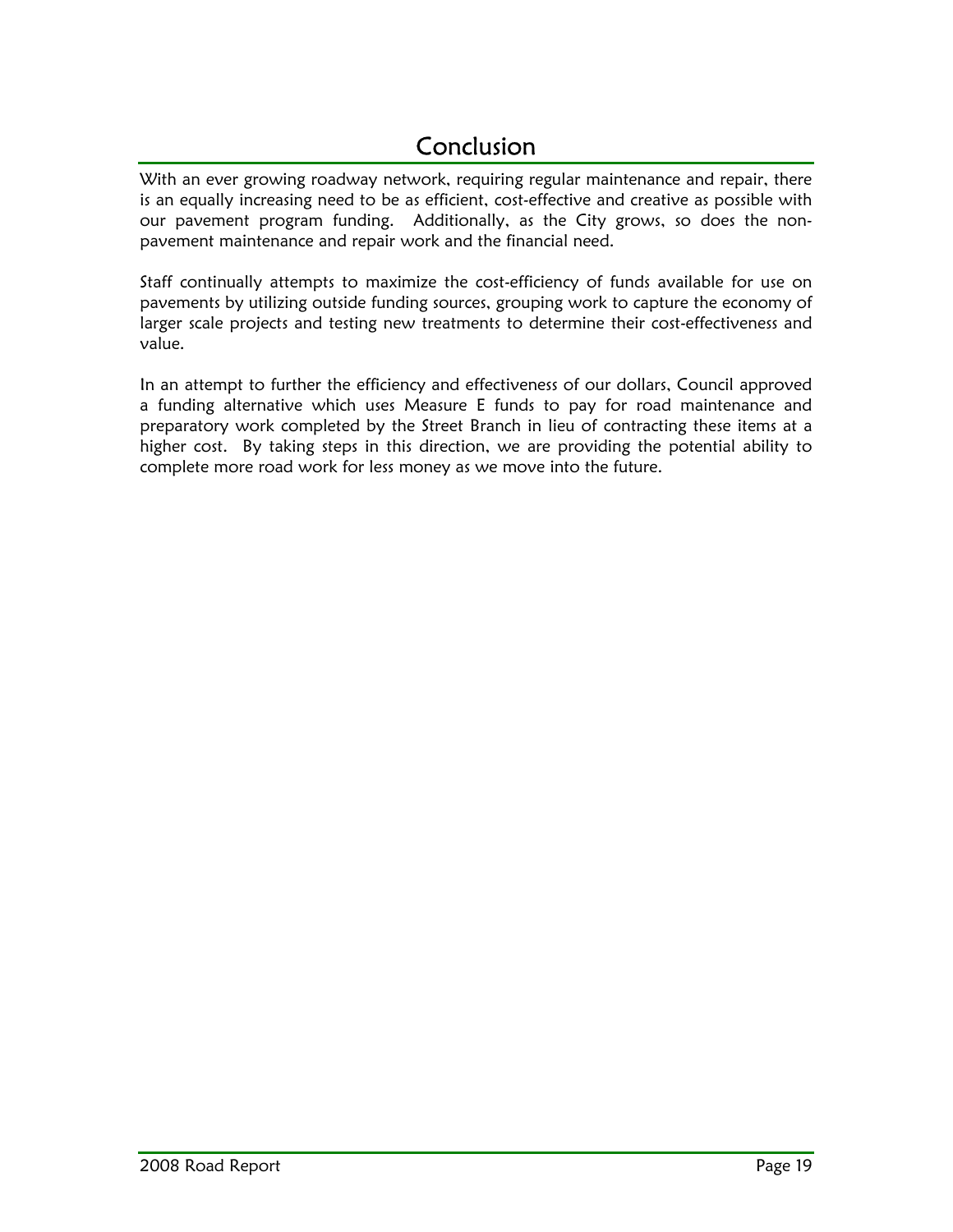# Conclusion

With an ever growing roadway network, requiring regular maintenance and repair, there is an equally increasing need to be as efficient, cost-effective and creative as possible with our pavement program funding. Additionally, as the City grows, so does the non-pavement maintenance and repair work and the financial need.

Staff continually attempts to maximize the cost-efficiency of funds available for use on pavements by utilizing outside funding sources, grouping work to capture the economy of larger scale projects and testing new treatments to determine their cost-effectiveness and value.

In an attempt to further the efficiency and effectiveness of our dollars, Council approved a funding alternative which uses Measure E funds to pay for road maintenance and preparatory work completed by the Street Branch in lieu of contracting these items at a higher cost. By taking steps in this direction, we are providing the potential ability to complete more road work for less money as we move into the future.